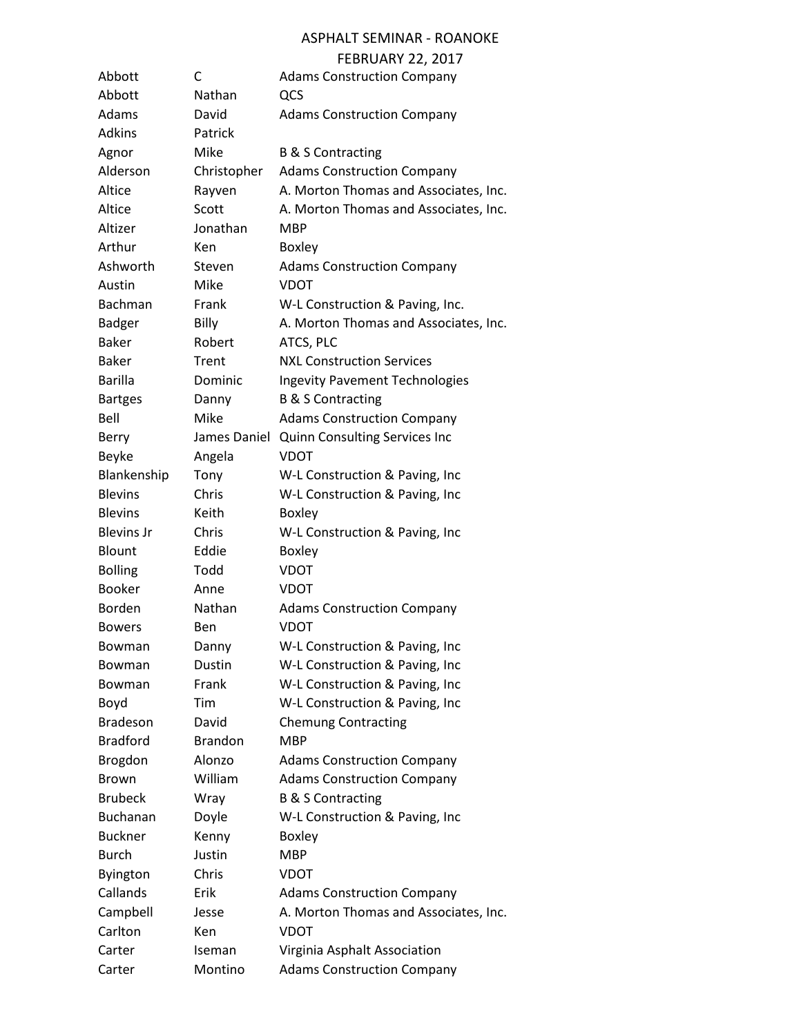# ASPHALT SEMINAR - ROANOKE

## FEBRUARY 22, 2017

| | | |
|---|---|---|
| Abbott | C | Adams Construction Company |
| Abbott | Nathan | QCS |
| Adams | David | Adams Construction Company |
| Adkins | Patrick | |
| Agnor | Mike | B & S Contracting |
| Alderson | Christopher | Adams Construction Company |
| Altice | Rayven | A. Morton Thomas and Associates, Inc. |
| Altice | Scott | A. Morton Thomas and Associates, Inc. |
| Altizer | Jonathan | MBP |
| Arthur | Ken | Boxley |
| Ashworth | Steven | Adams Construction Company |
| Austin | Mike | VDOT |
| Bachman | Frank | W-L Construction & Paving, Inc. |
| Badger | Billy | A. Morton Thomas and Associates, Inc. |
| Baker | Robert | ATCS, PLC |
| Baker | Trent | NXL Construction Services |
| Barilla | Dominic | Ingevity Pavement Technologies |
| Bartges | Danny | B & S Contracting |
| Bell | Mike | Adams Construction Company |
| Berry | James Daniel | Quinn Consulting Services Inc |
| Beyke | Angela | VDOT |
| Blankenship | Tony | W-L Construction & Paving, Inc |
| Blevins | Chris | W-L Construction & Paving, Inc |
| Blevins | Keith | Boxley |
| Blevins Jr | Chris | W-L Construction & Paving, Inc |
| Blount | Eddie | Boxley |
| Bolling | Todd | VDOT |
| Booker | Anne | VDOT |
| Borden | Nathan | Adams Construction Company |
| Bowers | Ben | VDOT |
| Bowman | Danny | W-L Construction & Paving, Inc |
| Bowman | Dustin | W-L Construction & Paving, Inc |
| Bowman | Frank | W-L Construction & Paving, Inc |
| Boyd | Tim | W-L Construction & Paving, Inc |
| Bradeson | David | Chemung Contracting |
| Bradford | Brandon | MBP |
| Brogdon | Alonzo | Adams Construction Company |
| Brown | William | Adams Construction Company |
| Brubeck | Wray | B & S Contracting |
| Buchanan | Doyle | W-L Construction & Paving, Inc |
| Buckner | Kenny | Boxley |
| Burch | Justin | MBP |
| Byington | Chris | VDOT |
| Callands | Erik | Adams Construction Company |
| Campbell | Jesse | A. Morton Thomas and Associates, Inc. |
| Carlton | Ken | VDOT |
| Carter | Iseman | Virginia Asphalt Association |
| Carter | Montino | Adams Construction Company |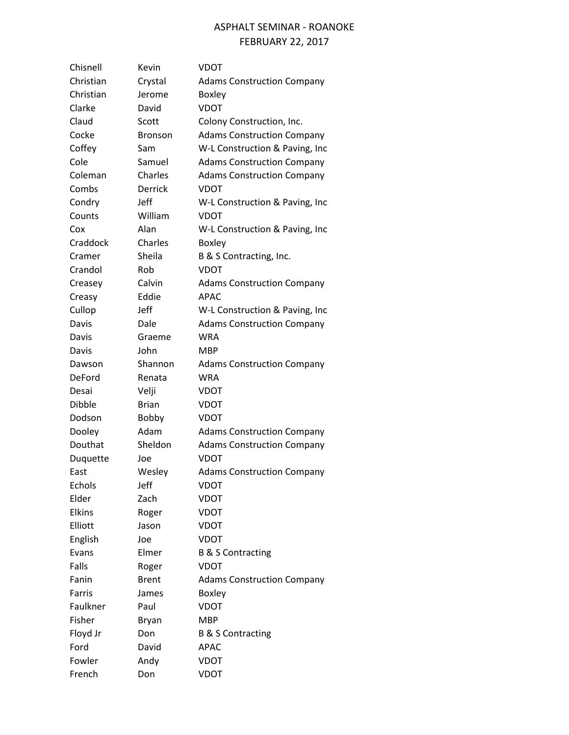# ASPHALT SEMINAR - ROANOKE
## FEBRUARY 22, 2017

| | | |
|---|---|---|
| Chisnell | Kevin | VDOT |
| Christian | Crystal | Adams Construction Company |
| Christian | Jerome | Boxley |
| Clarke | David | VDOT |
| Claud | Scott | Colony Construction, Inc. |
| Cocke | Bronson | Adams Construction Company |
| Coffey | Sam | W-L Construction & Paving, Inc |
| Cole | Samuel | Adams Construction Company |
| Coleman | Charles | Adams Construction Company |
| Combs | Derrick | VDOT |
| Condry | Jeff | W-L Construction & Paving, Inc |
| Counts | William | VDOT |
| Cox | Alan | W-L Construction & Paving, Inc |
| Craddock | Charles | Boxley |
| Cramer | Sheila | B & S Contracting, Inc. |
| Crandol | Rob | VDOT |
| Creasey | Calvin | Adams Construction Company |
| Creasy | Eddie | APAC |
| Cullop | Jeff | W-L Construction & Paving, Inc |
| Davis | Dale | Adams Construction Company |
| Davis | Graeme | WRA |
| Davis | John | MBP |
| Dawson | Shannon | Adams Construction Company |
| DeFord | Renata | WRA |
| Desai | Velji | VDOT |
| Dibble | Brian | VDOT |
| Dodson | Bobby | VDOT |
| Dooley | Adam | Adams Construction Company |
| Douthat | Sheldon | Adams Construction Company |
| Duquette | Joe | VDOT |
| East | Wesley | Adams Construction Company |
| Echols | Jeff | VDOT |
| Elder | Zach | VDOT |
| Elkins | Roger | VDOT |
| Elliott | Jason | VDOT |
| English | Joe | VDOT |
| Evans | Elmer | B & S Contracting |
| Falls | Roger | VDOT |
| Fanin | Brent | Adams Construction Company |
| Farris | James | Boxley |
| Faulkner | Paul | VDOT |
| Fisher | Bryan | MBP |
| Floyd Jr | Don | B & S Contracting |
| Ford | David | APAC |
| Fowler | Andy | VDOT |
| French | Don | VDOT |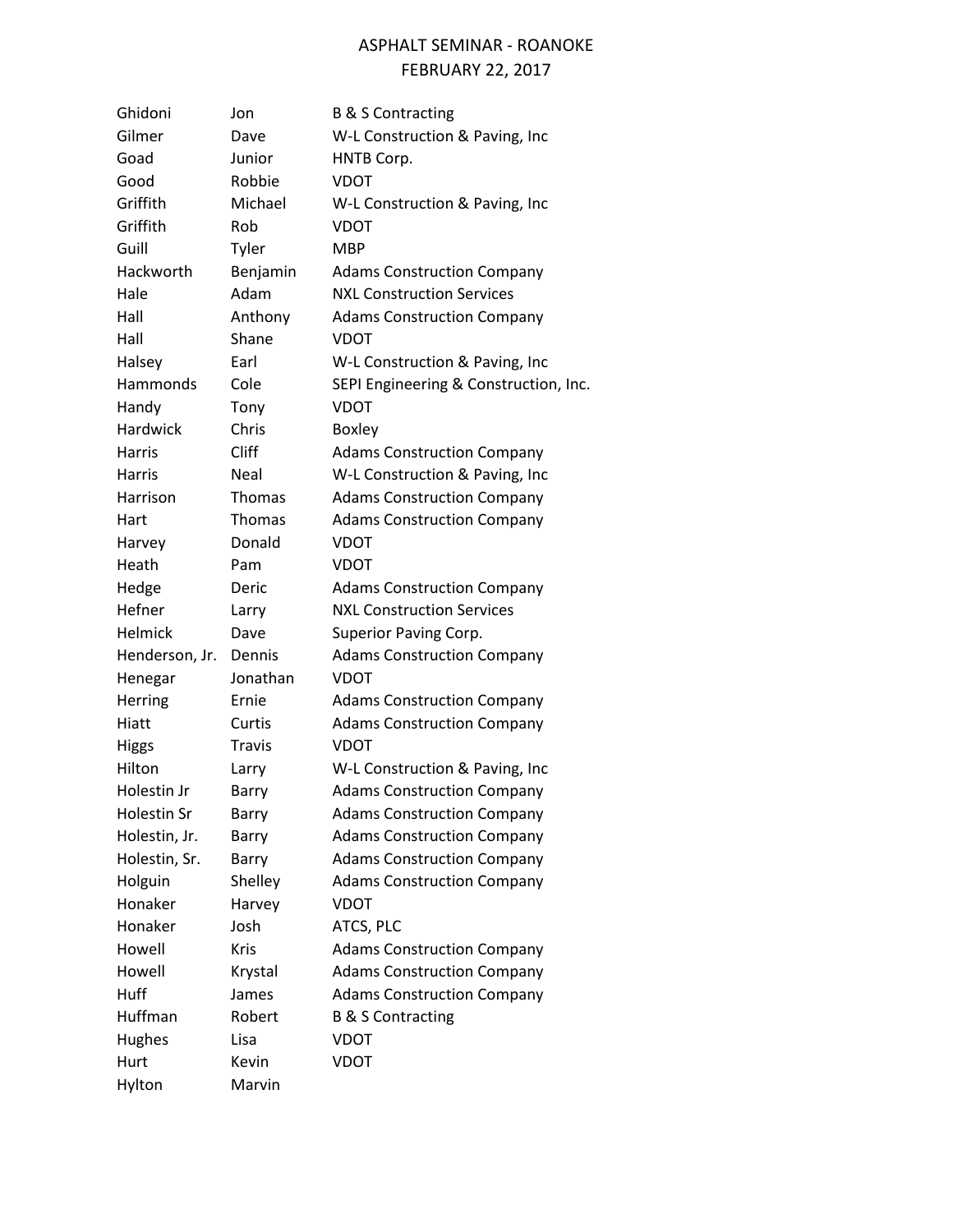# ASPHALT SEMINAR - ROANOKE
## FEBRUARY 22, 2017

| | | |
|---|---|---|
| Ghidoni | Jon | B & S Contracting |
| Gilmer | Dave | W-L Construction & Paving, Inc |
| Goad | Junior | HNTB Corp. |
| Good | Robbie | VDOT |
| Griffith | Michael | W-L Construction & Paving, Inc |
| Griffith | Rob | VDOT |
| Guill | Tyler | MBP |
| Hackworth | Benjamin | Adams Construction Company |
| Hale | Adam | NXL Construction Services |
| Hall | Anthony | Adams Construction Company |
| Hall | Shane | VDOT |
| Halsey | Earl | W-L Construction & Paving, Inc |
| Hammonds | Cole | SEPI Engineering & Construction, Inc. |
| Handy | Tony | VDOT |
| Hardwick | Chris | Boxley |
| Harris | Cliff | Adams Construction Company |
| Harris | Neal | W-L Construction & Paving, Inc |
| Harrison | Thomas | Adams Construction Company |
| Hart | Thomas | Adams Construction Company |
| Harvey | Donald | VDOT |
| Heath | Pam | VDOT |
| Hedge | Deric | Adams Construction Company |
| Hefner | Larry | NXL Construction Services |
| Helmick | Dave | Superior Paving Corp. |
| Henderson, Jr. | Dennis | Adams Construction Company |
| Henegar | Jonathan | VDOT |
| Herring | Ernie | Adams Construction Company |
| Hiatt | Curtis | Adams Construction Company |
| Higgs | Travis | VDOT |
| Hilton | Larry | W-L Construction & Paving, Inc |
| Holestin Jr | Barry | Adams Construction Company |
| Holestin Sr | Barry | Adams Construction Company |
| Holestin, Jr. | Barry | Adams Construction Company |
| Holestin, Sr. | Barry | Adams Construction Company |
| Holguin | Shelley | Adams Construction Company |
| Honaker | Harvey | VDOT |
| Honaker | Josh | ATCS, PLC |
| Howell | Kris | Adams Construction Company |
| Howell | Krystal | Adams Construction Company |
| Huff | James | Adams Construction Company |
| Huffman | Robert | B & S Contracting |
| Hughes | Lisa | VDOT |
| Hurt | Kevin | VDOT |
| Hylton | Marvin | |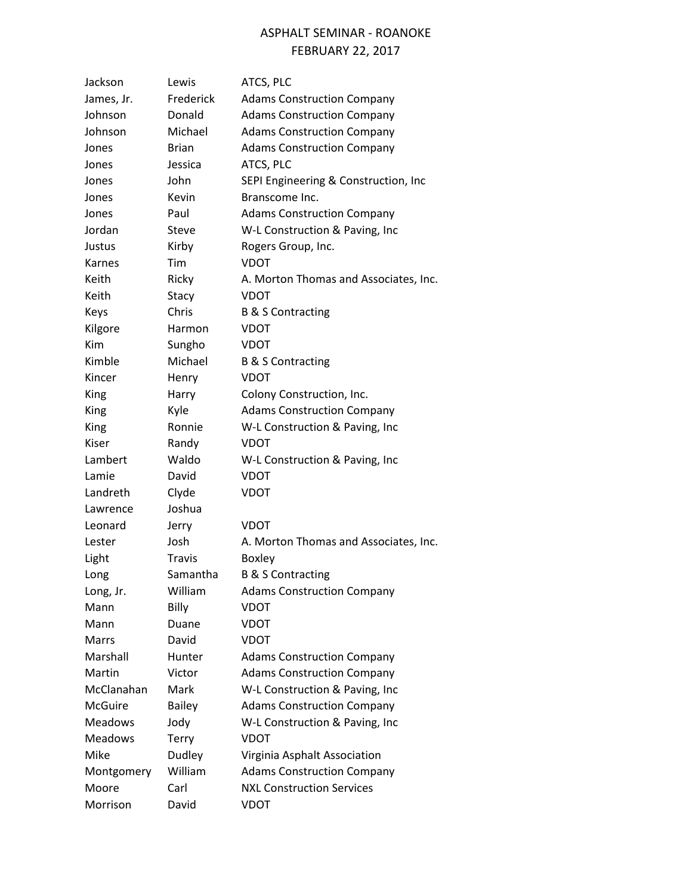# ASPHALT SEMINAR - ROANOKE
## FEBRUARY 22, 2017

| | | |
|---|---|---|
| Jackson | Lewis | ATCS, PLC |
| James, Jr. | Frederick | Adams Construction Company |
| Johnson | Donald | Adams Construction Company |
| Johnson | Michael | Adams Construction Company |
| Jones | Brian | Adams Construction Company |
| Jones | Jessica | ATCS, PLC |
| Jones | John | SEPI Engineering & Construction, Inc |
| Jones | Kevin | Branscome Inc. |
| Jones | Paul | Adams Construction Company |
| Jordan | Steve | W-L Construction & Paving, Inc |
| Justus | Kirby | Rogers Group, Inc. |
| Karnes | Tim | VDOT |
| Keith | Ricky | A. Morton Thomas and Associates, Inc. |
| Keith | Stacy | VDOT |
| Keys | Chris | B & S Contracting |
| Kilgore | Harmon | VDOT |
| Kim | Sungho | VDOT |
| Kimble | Michael | B & S Contracting |
| Kincer | Henry | VDOT |
| King | Harry | Colony Construction, Inc. |
| King | Kyle | Adams Construction Company |
| King | Ronnie | W-L Construction & Paving, Inc |
| Kiser | Randy | VDOT |
| Lambert | Waldo | W-L Construction & Paving, Inc |
| Lamie | David | VDOT |
| Landreth | Clyde | VDOT |
| Lawrence | Joshua | |
| Leonard | Jerry | VDOT |
| Lester | Josh | A. Morton Thomas and Associates, Inc. |
| Light | Travis | Boxley |
| Long | Samantha | B & S Contracting |
| Long, Jr. | William | Adams Construction Company |
| Mann | Billy | VDOT |
| Mann | Duane | VDOT |
| Marrs | David | VDOT |
| Marshall | Hunter | Adams Construction Company |
| Martin | Victor | Adams Construction Company |
| McClanahan | Mark | W-L Construction & Paving, Inc |
| McGuire | Bailey | Adams Construction Company |
| Meadows | Jody | W-L Construction & Paving, Inc |
| Meadows | Terry | VDOT |
| Mike | Dudley | Virginia Asphalt Association |
| Montgomery | William | Adams Construction Company |
| Moore | Carl | NXL Construction Services |
| Morrison | David | VDOT |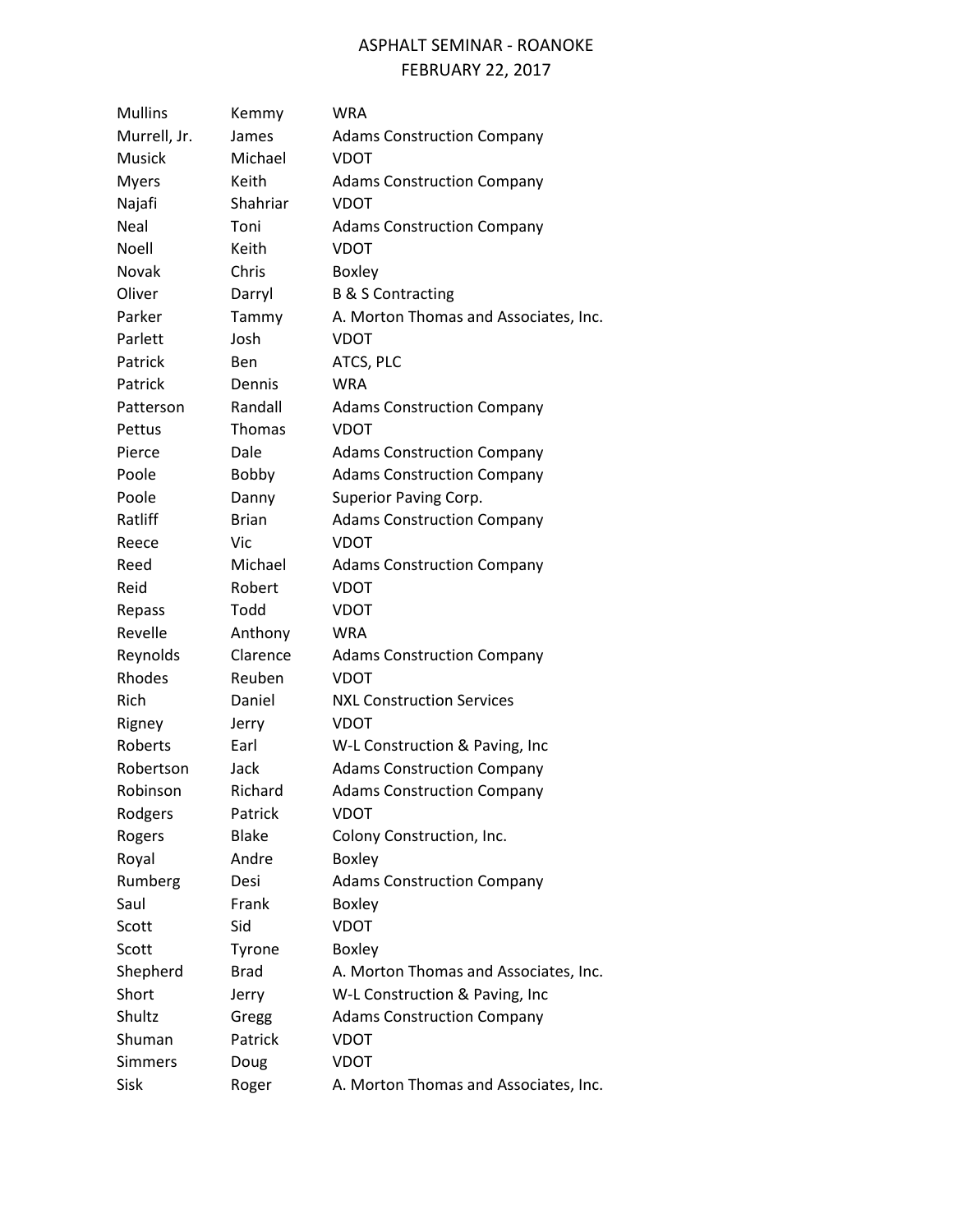ASPHALT SEMINAR - ROANOKE
FEBRUARY 22, 2017

| | | |
|---|---|---|
| Mullins | Kemmy | WRA |
| Murrell, Jr. | James | Adams Construction Company |
| Musick | Michael | VDOT |
| Myers | Keith | Adams Construction Company |
| Najafi | Shahriar | VDOT |
| Neal | Toni | Adams Construction Company |
| Noell | Keith | VDOT |
| Novak | Chris | Boxley |
| Oliver | Darryl | B & S Contracting |
| Parker | Tammy | A. Morton Thomas and Associates, Inc. |
| Parlett | Josh | VDOT |
| Patrick | Ben | ATCS, PLC |
| Patrick | Dennis | WRA |
| Patterson | Randall | Adams Construction Company |
| Pettus | Thomas | VDOT |
| Pierce | Dale | Adams Construction Company |
| Poole | Bobby | Adams Construction Company |
| Poole | Danny | Superior Paving Corp. |
| Ratliff | Brian | Adams Construction Company |
| Reece | Vic | VDOT |
| Reed | Michael | Adams Construction Company |
| Reid | Robert | VDOT |
| Repass | Todd | VDOT |
| Revelle | Anthony | WRA |
| Reynolds | Clarence | Adams Construction Company |
| Rhodes | Reuben | VDOT |
| Rich | Daniel | NXL Construction Services |
| Rigney | Jerry | VDOT |
| Roberts | Earl | W-L Construction & Paving, Inc |
| Robertson | Jack | Adams Construction Company |
| Robinson | Richard | Adams Construction Company |
| Rodgers | Patrick | VDOT |
| Rogers | Blake | Colony Construction, Inc. |
| Royal | Andre | Boxley |
| Rumberg | Desi | Adams Construction Company |
| Saul | Frank | Boxley |
| Scott | Sid | VDOT |
| Scott | Tyrone | Boxley |
| Shepherd | Brad | A. Morton Thomas and Associates, Inc. |
| Short | Jerry | W-L Construction & Paving, Inc |
| Shultz | Gregg | Adams Construction Company |
| Shuman | Patrick | VDOT |
| Simmers | Doug | VDOT |
| Sisk | Roger | A. Morton Thomas and Associates, Inc. |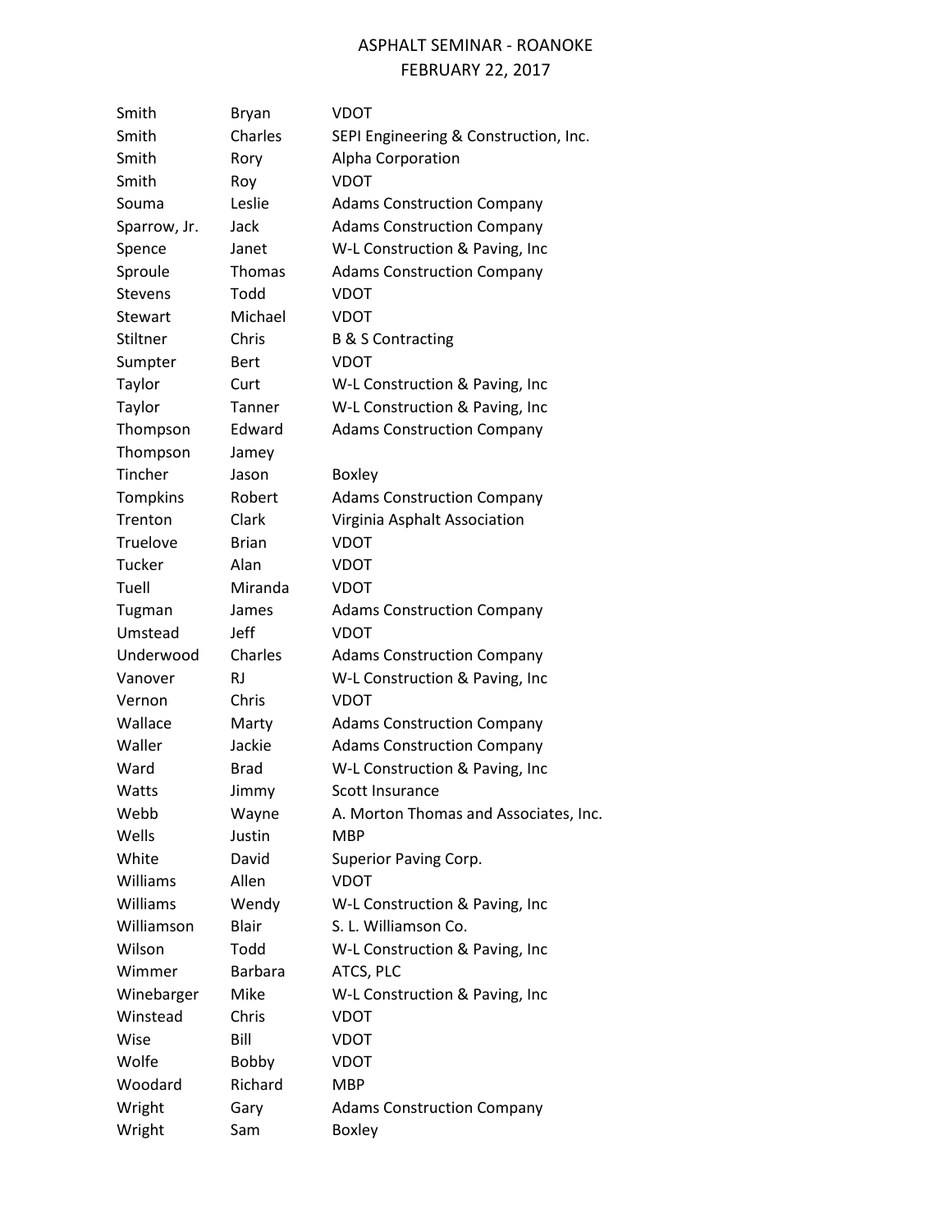ASPHALT SEMINAR - ROANOKE
FEBRUARY 22, 2017

| | | |
|---|---|---|
| Smith | Bryan | VDOT |
| Smith | Charles | SEPI Engineering & Construction, Inc. |
| Smith | Rory | Alpha Corporation |
| Smith | Roy | VDOT |
| Souma | Leslie | Adams Construction Company |
| Sparrow, Jr. | Jack | Adams Construction Company |
| Spence | Janet | W-L Construction & Paving, Inc |
| Sproule | Thomas | Adams Construction Company |
| Stevens | Todd | VDOT |
| Stewart | Michael | VDOT |
| Stiltner | Chris | B & S Contracting |
| Sumpter | Bert | VDOT |
| Taylor | Curt | W-L Construction & Paving, Inc |
| Taylor | Tanner | W-L Construction & Paving, Inc |
| Thompson | Edward | Adams Construction Company |
| Thompson | Jamey | |
| Tincher | Jason | Boxley |
| Tompkins | Robert | Adams Construction Company |
| Trenton | Clark | Virginia Asphalt Association |
| Truelove | Brian | VDOT |
| Tucker | Alan | VDOT |
| Tuell | Miranda | VDOT |
| Tugman | James | Adams Construction Company |
| Umstead | Jeff | VDOT |
| Underwood | Charles | Adams Construction Company |
| Vanover | RJ | W-L Construction & Paving, Inc |
| Vernon | Chris | VDOT |
| Wallace | Marty | Adams Construction Company |
| Waller | Jackie | Adams Construction Company |
| Ward | Brad | W-L Construction & Paving, Inc |
| Watts | Jimmy | Scott Insurance |
| Webb | Wayne | A. Morton Thomas and Associates, Inc. |
| Wells | Justin | MBP |
| White | David | Superior Paving Corp. |
| Williams | Allen | VDOT |
| Williams | Wendy | W-L Construction & Paving, Inc |
| Williamson | Blair | S. L. Williamson Co. |
| Wilson | Todd | W-L Construction & Paving, Inc |
| Wimmer | Barbara | ATCS, PLC |
| Winebarger | Mike | W-L Construction & Paving, Inc |
| Winstead | Chris | VDOT |
| Wise | Bill | VDOT |
| Wolfe | Bobby | VDOT |
| Woodard | Richard | MBP |
| Wright | Gary | Adams Construction Company |
| Wright | Sam | Boxley |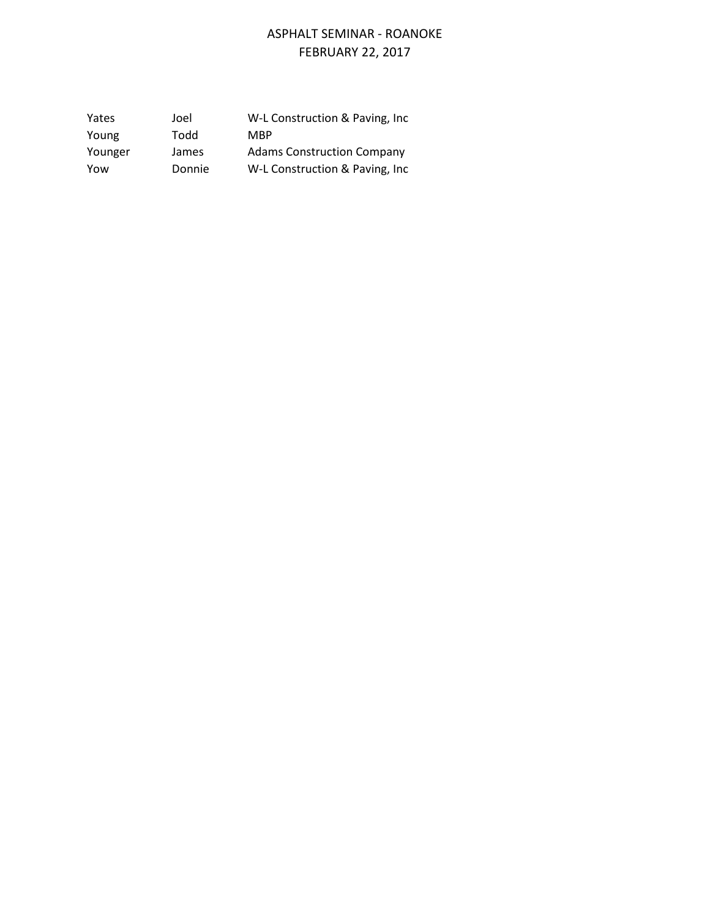ASPHALT SEMINAR - ROANOKE
FEBRUARY 22, 2017

| | | |
|---|---|---|
| Yates | Joel | W-L Construction & Paving, Inc |
| Young | Todd | MBP |
| Younger | James | Adams Construction Company |
| Yow | Donnie | W-L Construction & Paving, Inc |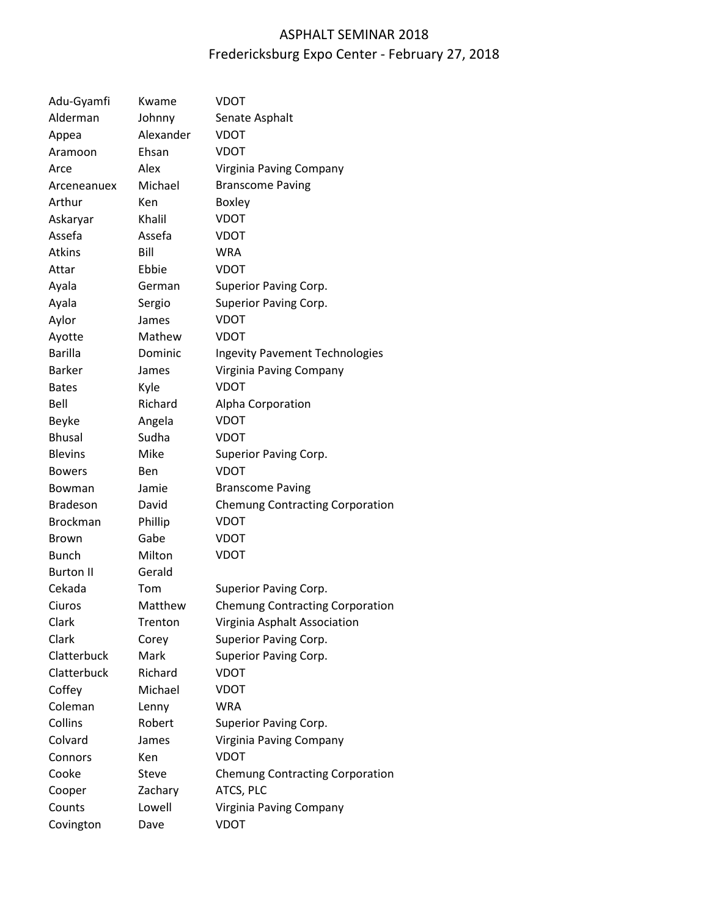# ASPHALT SEMINAR 2018
## Fredericksburg Expo Center - February 27, 2018

| | | |
|---|---|---|
| Adu-Gyamfi | Kwame | VDOT |
| Alderman | Johnny | Senate Asphalt |
| Appea | Alexander | VDOT |
| Aramoon | Ehsan | VDOT |
| Arce | Alex | Virginia Paving Company |
| Arceneanuex | Michael | Branscome Paving |
| Arthur | Ken | Boxley |
| Askaryar | Khalil | VDOT |
| Assefa | Assefa | VDOT |
| Atkins | Bill | WRA |
| Attar | Ebbie | VDOT |
| Ayala | German | Superior Paving Corp. |
| Ayala | Sergio | Superior Paving Corp. |
| Aylor | James | VDOT |
| Ayotte | Mathew | VDOT |
| Barilla | Dominic | Ingevity Pavement Technologies |
| Barker | James | Virginia Paving Company |
| Bates | Kyle | VDOT |
| Bell | Richard | Alpha Corporation |
| Beyke | Angela | VDOT |
| Bhusal | Sudha | VDOT |
| Blevins | Mike | Superior Paving Corp. |
| Bowers | Ben | VDOT |
| Bowman | Jamie | Branscome Paving |
| Bradeson | David | Chemung Contracting Corporation |
| Brockman | Phillip | VDOT |
| Brown | Gabe | VDOT |
| Bunch | Milton | VDOT |
| Burton II | Gerald | |
| Cekada | Tom | Superior Paving Corp. |
| Ciuros | Matthew | Chemung Contracting Corporation |
| Clark | Trenton | Virginia Asphalt Association |
| Clark | Corey | Superior Paving Corp. |
| Clatterbuck | Mark | Superior Paving Corp. |
| Clatterbuck | Richard | VDOT |
| Coffey | Michael | VDOT |
| Coleman | Lenny | WRA |
| Collins | Robert | Superior Paving Corp. |
| Colvard | James | Virginia Paving Company |
| Connors | Ken | VDOT |
| Cooke | Steve | Chemung Contracting Corporation |
| Cooper | Zachary | ATCS, PLC |
| Counts | Lowell | Virginia Paving Company |
| Covington | Dave | VDOT |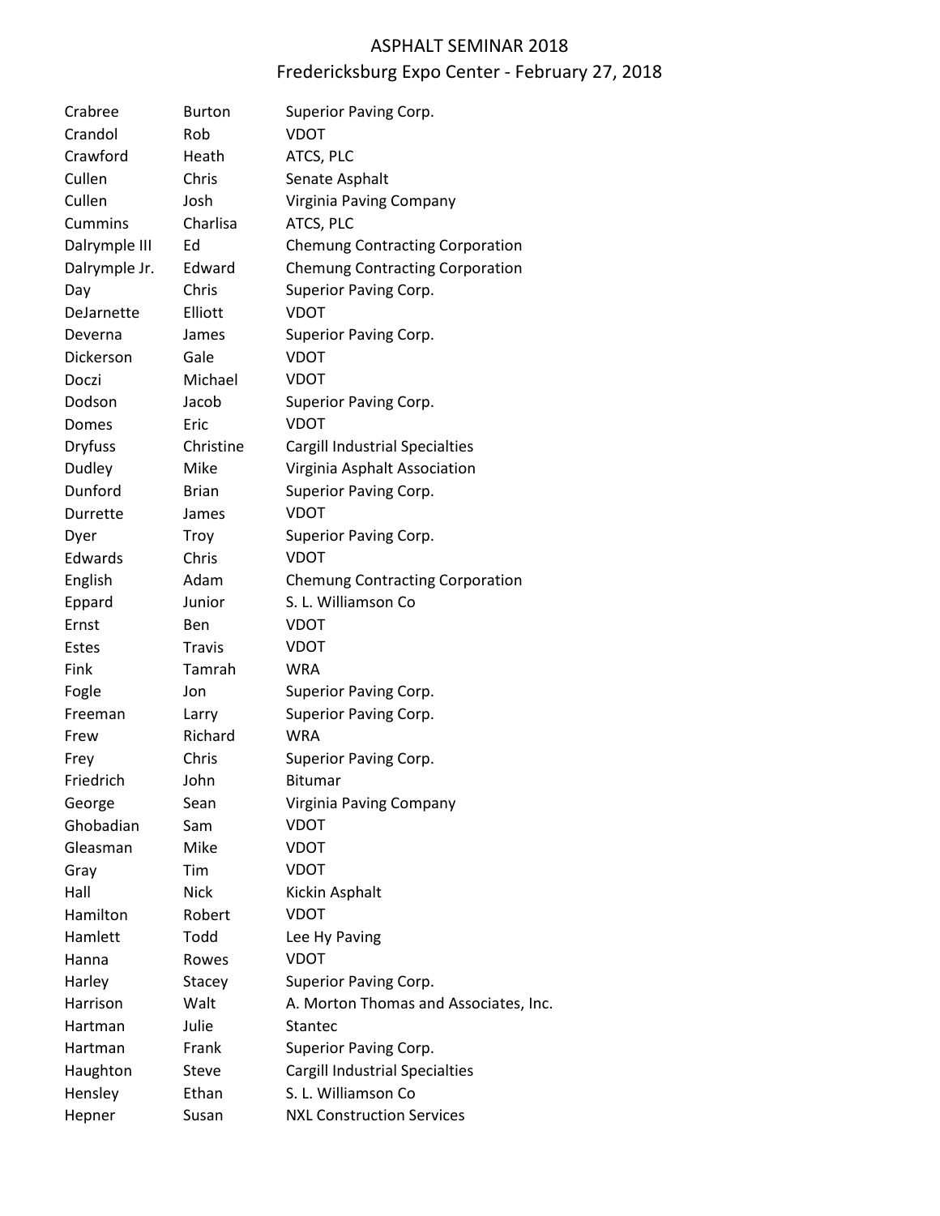# ASPHALT SEMINAR 2018

## Fredericksburg Expo Center - February 27, 2018

| | | |
|---|---|---|
| Crabree | Burton | Superior Paving Corp. |
| Crandol | Rob | VDOT |
| Crawford | Heath | ATCS, PLC |
| Cullen | Chris | Senate Asphalt |
| Cullen | Josh | Virginia Paving Company |
| Cummins | Charlisa | ATCS, PLC |
| Dalrymple III | Ed | Chemung Contracting Corporation |
| Dalrymple Jr. | Edward | Chemung Contracting Corporation |
| Day | Chris | Superior Paving Corp. |
| DeJarnette | Elliott | VDOT |
| Deverna | James | Superior Paving Corp. |
| Dickerson | Gale | VDOT |
| Doczi | Michael | VDOT |
| Dodson | Jacob | Superior Paving Corp. |
| Domes | Eric | VDOT |
| Dryfuss | Christine | Cargill Industrial Specialties |
| Dudley | Mike | Virginia Asphalt Association |
| Dunford | Brian | Superior Paving Corp. |
| Durrette | James | VDOT |
| Dyer | Troy | Superior Paving Corp. |
| Edwards | Chris | VDOT |
| English | Adam | Chemung Contracting Corporation |
| Eppard | Junior | S. L. Williamson Co |
| Ernst | Ben | VDOT |
| Estes | Travis | VDOT |
| Fink | Tamrah | WRA |
| Fogle | Jon | Superior Paving Corp. |
| Freeman | Larry | Superior Paving Corp. |
| Frew | Richard | WRA |
| Frey | Chris | Superior Paving Corp. |
| Friedrich | John | Bitumar |
| George | Sean | Virginia Paving Company |
| Ghobadian | Sam | VDOT |
| Gleasman | Mike | VDOT |
| Gray | Tim | VDOT |
| Hall | Nick | Kickin Asphalt |
| Hamilton | Robert | VDOT |
| Hamlett | Todd | Lee Hy Paving |
| Hanna | Rowes | VDOT |
| Harley | Stacey | Superior Paving Corp. |
| Harrison | Walt | A. Morton Thomas and Associates, Inc. |
| Hartman | Julie | Stantec |
| Hartman | Frank | Superior Paving Corp. |
| Haughton | Steve | Cargill Industrial Specialties |
| Hensley | Ethan | S. L. Williamson Co |
| Hepner | Susan | NXL Construction Services |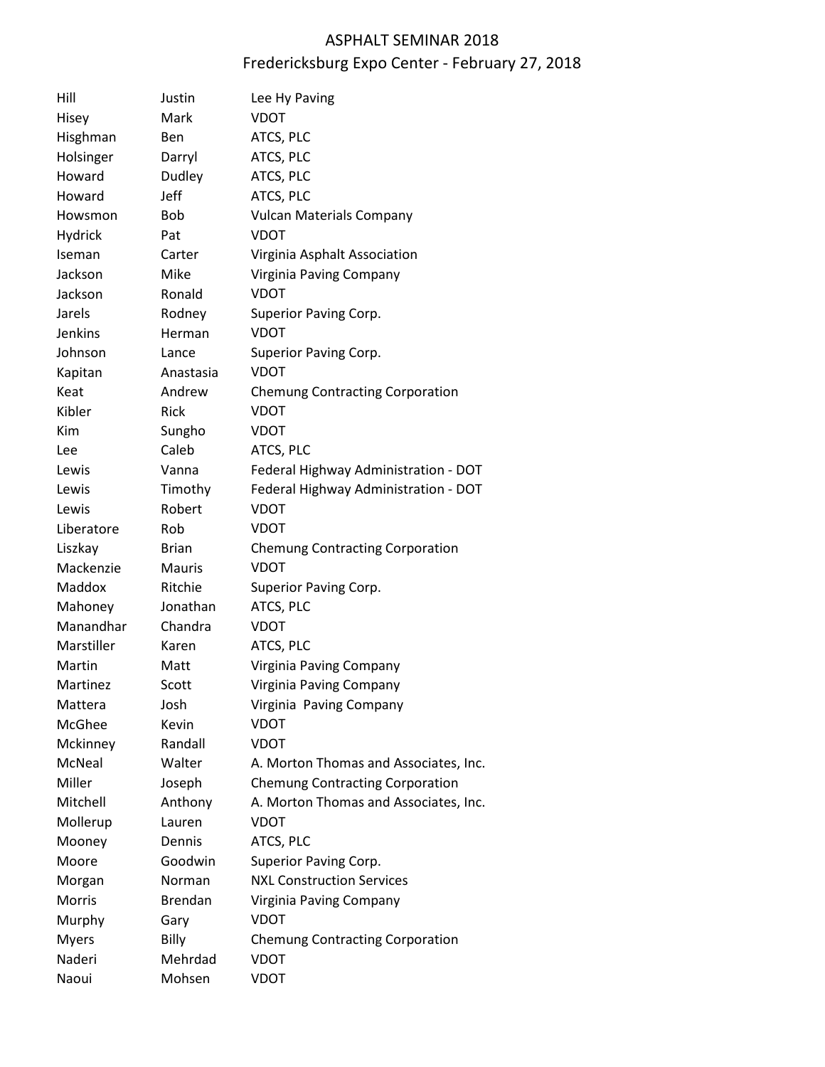# ASPHALT SEMINAR 2018
## Fredericksburg Expo Center - February 27, 2018

| | | |
|---|---|---|
| Hill | Justin | Lee Hy Paving |
| Hisey | Mark | VDOT |
| Hisghman | Ben | ATCS, PLC |
| Holsinger | Darryl | ATCS, PLC |
| Howard | Dudley | ATCS, PLC |
| Howard | Jeff | ATCS, PLC |
| Howsmon | Bob | Vulcan Materials Company |
| Hydrick | Pat | VDOT |
| Iseman | Carter | Virginia Asphalt Association |
| Jackson | Mike | Virginia Paving Company |
| Jackson | Ronald | VDOT |
| Jarels | Rodney | Superior Paving Corp. |
| Jenkins | Herman | VDOT |
| Johnson | Lance | Superior Paving Corp. |
| Kapitan | Anastasia | VDOT |
| Keat | Andrew | Chemung Contracting Corporation |
| Kibler | Rick | VDOT |
| Kim | Sungho | VDOT |
| Lee | Caleb | ATCS, PLC |
| Lewis | Vanna | Federal Highway Administration - DOT |
| Lewis | Timothy | Federal Highway Administration - DOT |
| Lewis | Robert | VDOT |
| Liberatore | Rob | VDOT |
| Liszkay | Brian | Chemung Contracting Corporation |
| Mackenzie | Mauris | VDOT |
| Maddox | Ritchie | Superior Paving Corp. |
| Mahoney | Jonathan | ATCS, PLC |
| Manandhar | Chandra | VDOT |
| Marstiller | Karen | ATCS, PLC |
| Martin | Matt | Virginia Paving Company |
| Martinez | Scott | Virginia Paving Company |
| Mattera | Josh | Virginia Paving Company |
| McGhee | Kevin | VDOT |
| Mckinney | Randall | VDOT |
| McNeal | Walter | A. Morton Thomas and Associates, Inc. |
| Miller | Joseph | Chemung Contracting Corporation |
| Mitchell | Anthony | A. Morton Thomas and Associates, Inc. |
| Mollerup | Lauren | VDOT |
| Mooney | Dennis | ATCS, PLC |
| Moore | Goodwin | Superior Paving Corp. |
| Morgan | Norman | NXL Construction Services |
| Morris | Brendan | Virginia Paving Company |
| Murphy | Gary | VDOT |
| Myers | Billy | Chemung Contracting Corporation |
| Naderi | Mehrdad | VDOT |
| Naoui | Mohsen | VDOT |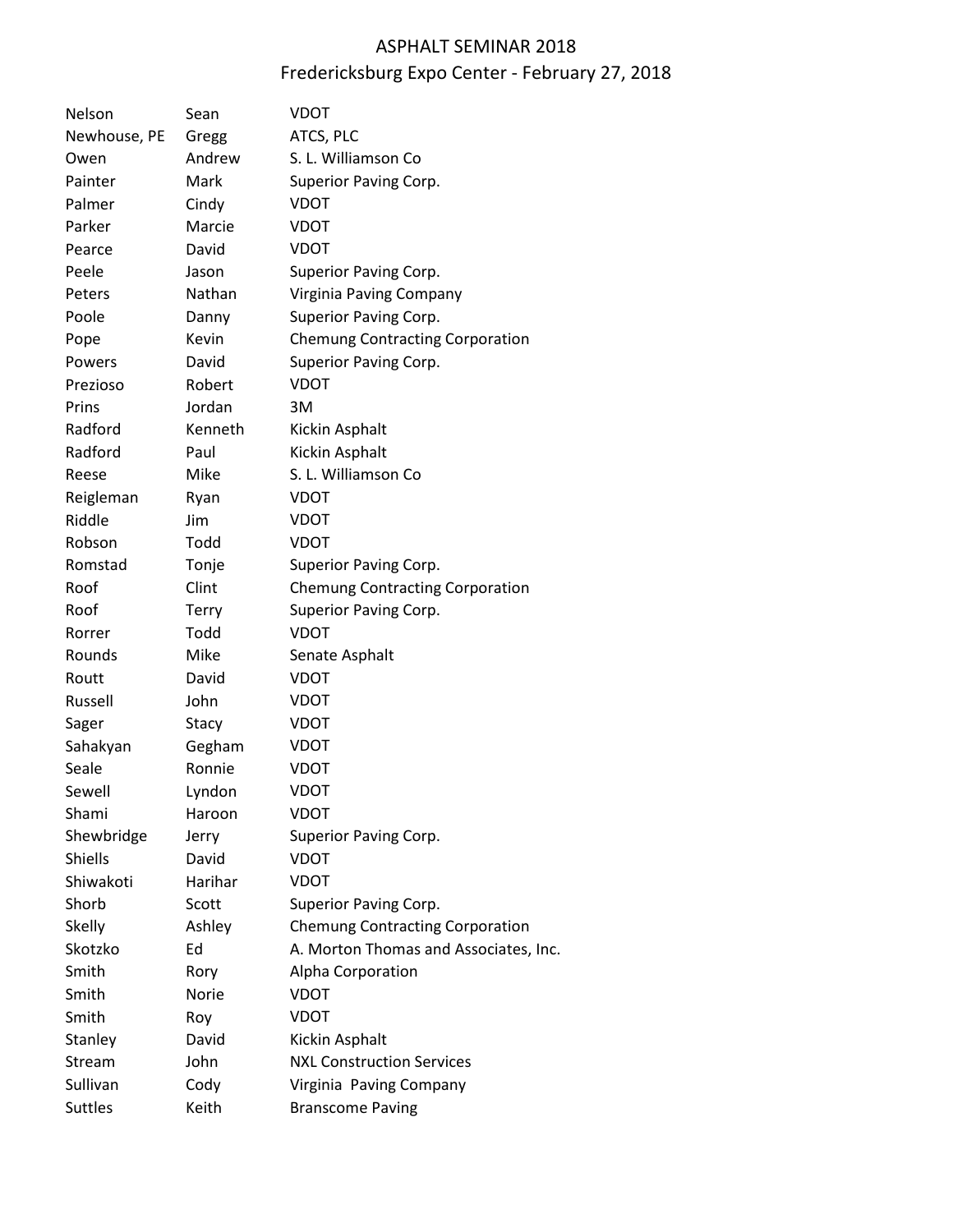# ASPHALT SEMINAR 2018
## Fredericksburg Expo Center - February 27, 2018

| | | |
|---|---|---|
| Nelson | Sean | VDOT |
| Newhouse, PE | Gregg | ATCS, PLC |
| Owen | Andrew | S. L. Williamson Co |
| Painter | Mark | Superior Paving Corp. |
| Palmer | Cindy | VDOT |
| Parker | Marcie | VDOT |
| Pearce | David | VDOT |
| Peele | Jason | Superior Paving Corp. |
| Peters | Nathan | Virginia Paving Company |
| Poole | Danny | Superior Paving Corp. |
| Pope | Kevin | Chemung Contracting Corporation |
| Powers | David | Superior Paving Corp. |
| Prezioso | Robert | VDOT |
| Prins | Jordan | 3M |
| Radford | Kenneth | Kickin Asphalt |
| Radford | Paul | Kickin Asphalt |
| Reese | Mike | S. L. Williamson Co |
| Reigleman | Ryan | VDOT |
| Riddle | Jim | VDOT |
| Robson | Todd | VDOT |
| Romstad | Tonje | Superior Paving Corp. |
| Roof | Clint | Chemung Contracting Corporation |
| Roof | Terry | Superior Paving Corp. |
| Rorrer | Todd | VDOT |
| Rounds | Mike | Senate Asphalt |
| Routt | David | VDOT |
| Russell | John | VDOT |
| Sager | Stacy | VDOT |
| Sahakyan | Gegham | VDOT |
| Seale | Ronnie | VDOT |
| Sewell | Lyndon | VDOT |
| Shami | Haroon | VDOT |
| Shewbridge | Jerry | Superior Paving Corp. |
| Shiells | David | VDOT |
| Shiwakoti | Harihar | VDOT |
| Shorb | Scott | Superior Paving Corp. |
| Skelly | Ashley | Chemung Contracting Corporation |
| Skotzko | Ed | A. Morton Thomas and Associates, Inc. |
| Smith | Rory | Alpha Corporation |
| Smith | Norie | VDOT |
| Smith | Roy | VDOT |
| Stanley | David | Kickin Asphalt |
| Stream | John | NXL Construction Services |
| Sullivan | Cody | Virginia Paving Company |
| Suttles | Keith | Branscome Paving |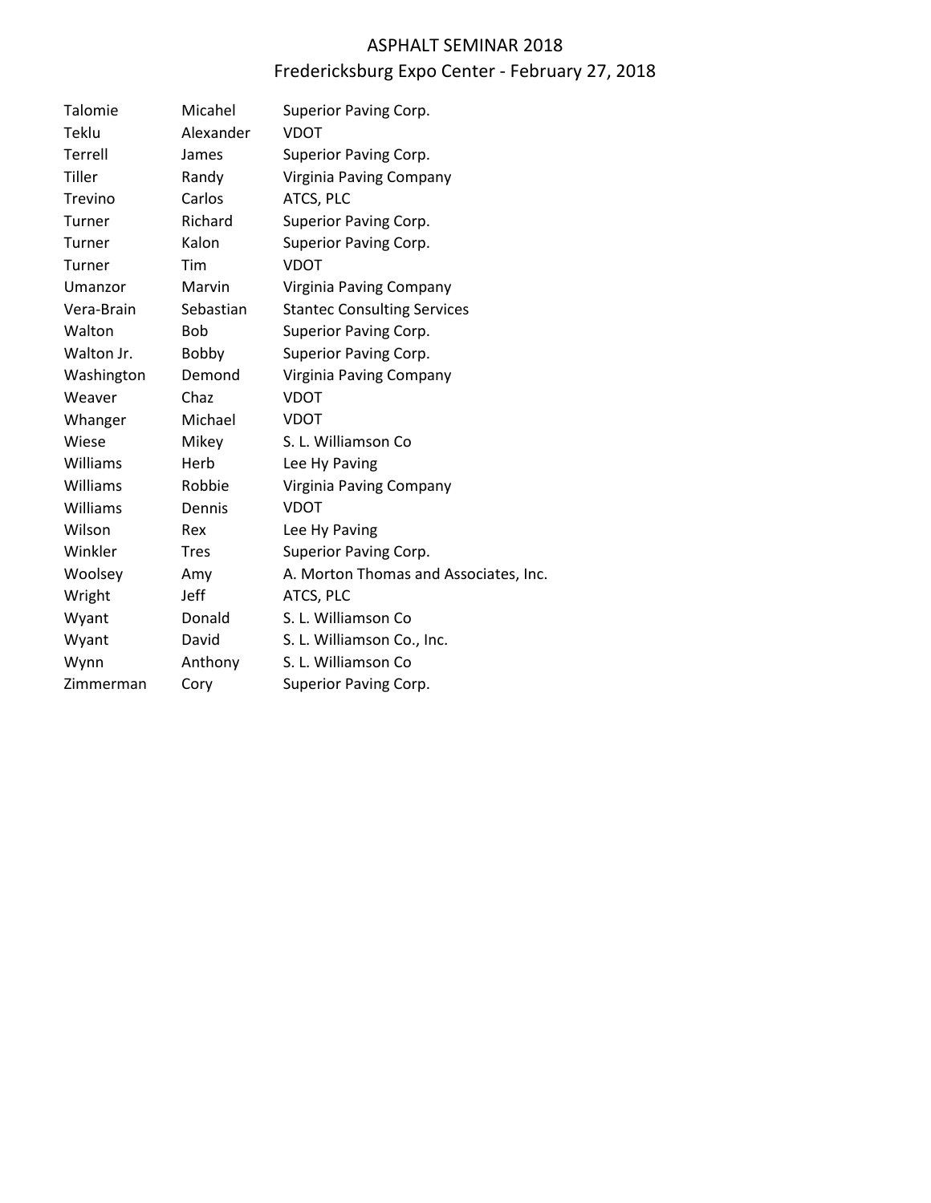# ASPHALT SEMINAR 2018

## Fredericksburg Expo Center - February 27, 2018

| | | |
|---|---|---|
| Talomie | Micahel | Superior Paving Corp. |
| Teklu | Alexander | VDOT |
| Terrell | James | Superior Paving Corp. |
| Tiller | Randy | Virginia Paving Company |
| Trevino | Carlos | ATCS, PLC |
| Turner | Richard | Superior Paving Corp. |
| Turner | Kalon | Superior Paving Corp. |
| Turner | Tim | VDOT |
| Umanzor | Marvin | Virginia Paving Company |
| Vera-Brain | Sebastian | Stantec Consulting Services |
| Walton | Bob | Superior Paving Corp. |
| Walton Jr. | Bobby | Superior Paving Corp. |
| Washington | Demond | Virginia Paving Company |
| Weaver | Chaz | VDOT |
| Whanger | Michael | VDOT |
| Wiese | Mikey | S. L. Williamson Co |
| Williams | Herb | Lee Hy Paving |
| Williams | Robbie | Virginia Paving Company |
| Williams | Dennis | VDOT |
| Wilson | Rex | Lee Hy Paving |
| Winkler | Tres | Superior Paving Corp. |
| Woolsey | Amy | A. Morton Thomas and Associates, Inc. |
| Wright | Jeff | ATCS, PLC |
| Wyant | Donald | S. L. Williamson Co |
| Wyant | David | S. L. Williamson Co., Inc. |
| Wynn | Anthony | S. L. Williamson Co |
| Zimmerman | Cory | Superior Paving Corp. |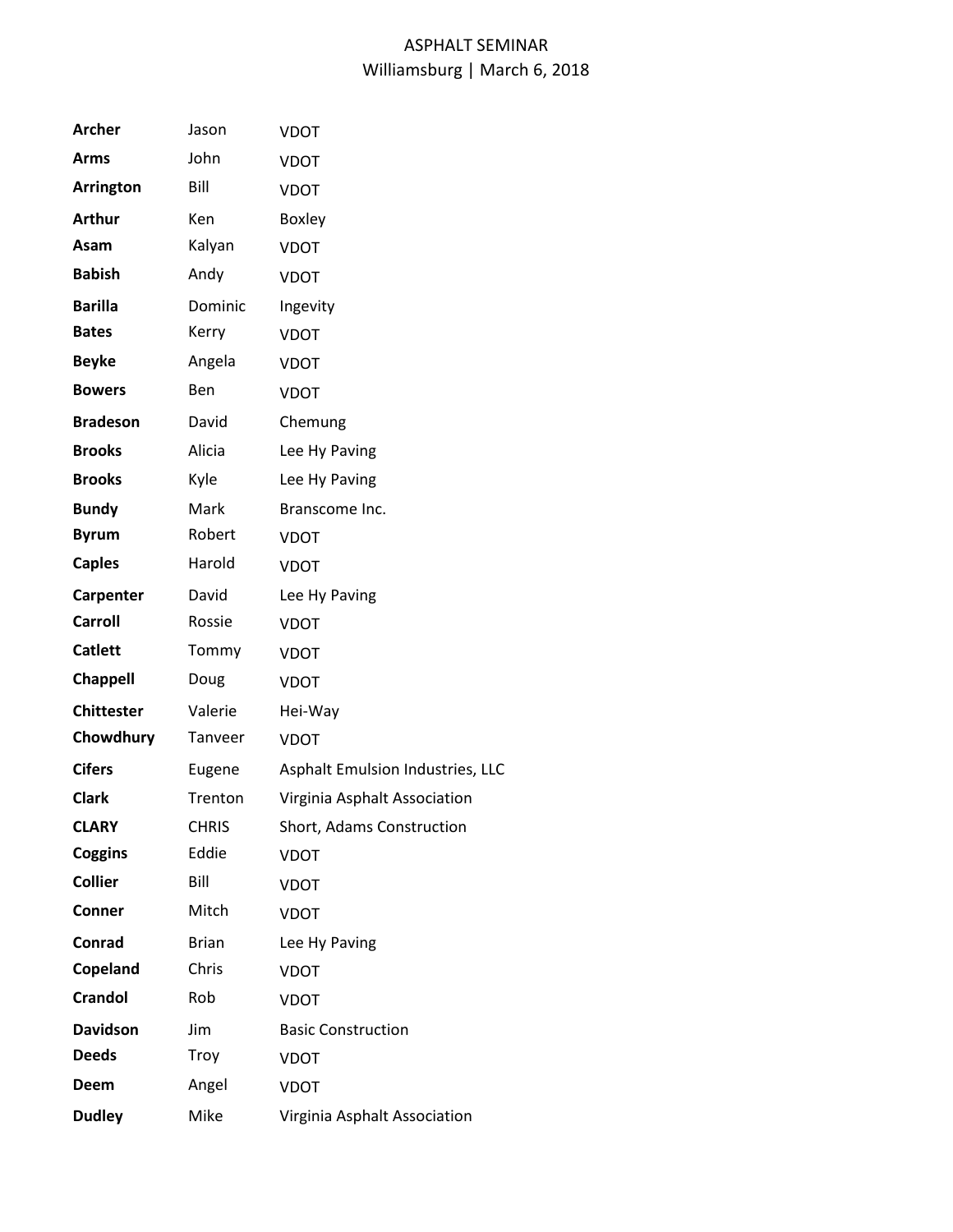ASPHALT SEMINAR
Williamsburg | March 6, 2018

| | | |
|---|---|---|
| **Archer** | Jason | VDOT |
| **Arms** | John | VDOT |
| **Arrington** | Bill | VDOT |
| **Arthur** | Ken | Boxley |
| **Asam** | Kalyan | VDOT |
| **Babish** | Andy | VDOT |
| **Barilla** | Dominic | Ingevity |
| **Bates** | Kerry | VDOT |
| **Beyke** | Angela | VDOT |
| **Bowers** | Ben | VDOT |
| **Bradeson** | David | Chemung |
| **Brooks** | Alicia | Lee Hy Paving |
| **Brooks** | Kyle | Lee Hy Paving |
| **Bundy** | Mark | Branscome Inc. |
| **Byrum** | Robert | VDOT |
| **Caples** | Harold | VDOT |
| **Carpenter** | David | Lee Hy Paving |
| **Carroll** | Rossie | VDOT |
| **Catlett** | Tommy | VDOT |
| **Chappell** | Doug | VDOT |
| **Chittester** | Valerie | Hei-Way |
| **Chowdhury** | Tanveer | VDOT |
| **Cifers** | Eugene | Asphalt Emulsion Industries, LLC |
| **Clark** | Trenton | Virginia Asphalt Association |
| **CLARY** | CHRIS | Short, Adams Construction |
| **Coggins** | Eddie | VDOT |
| **Collier** | Bill | VDOT |
| **Conner** | Mitch | VDOT |
| **Conrad** | Brian | Lee Hy Paving |
| **Copeland** | Chris | VDOT |
| **Crandol** | Rob | VDOT |
| **Davidson** | Jim | Basic Construction |
| **Deeds** | Troy | VDOT |
| **Deem** | Angel | VDOT |
| **Dudley** | Mike | Virginia Asphalt Association |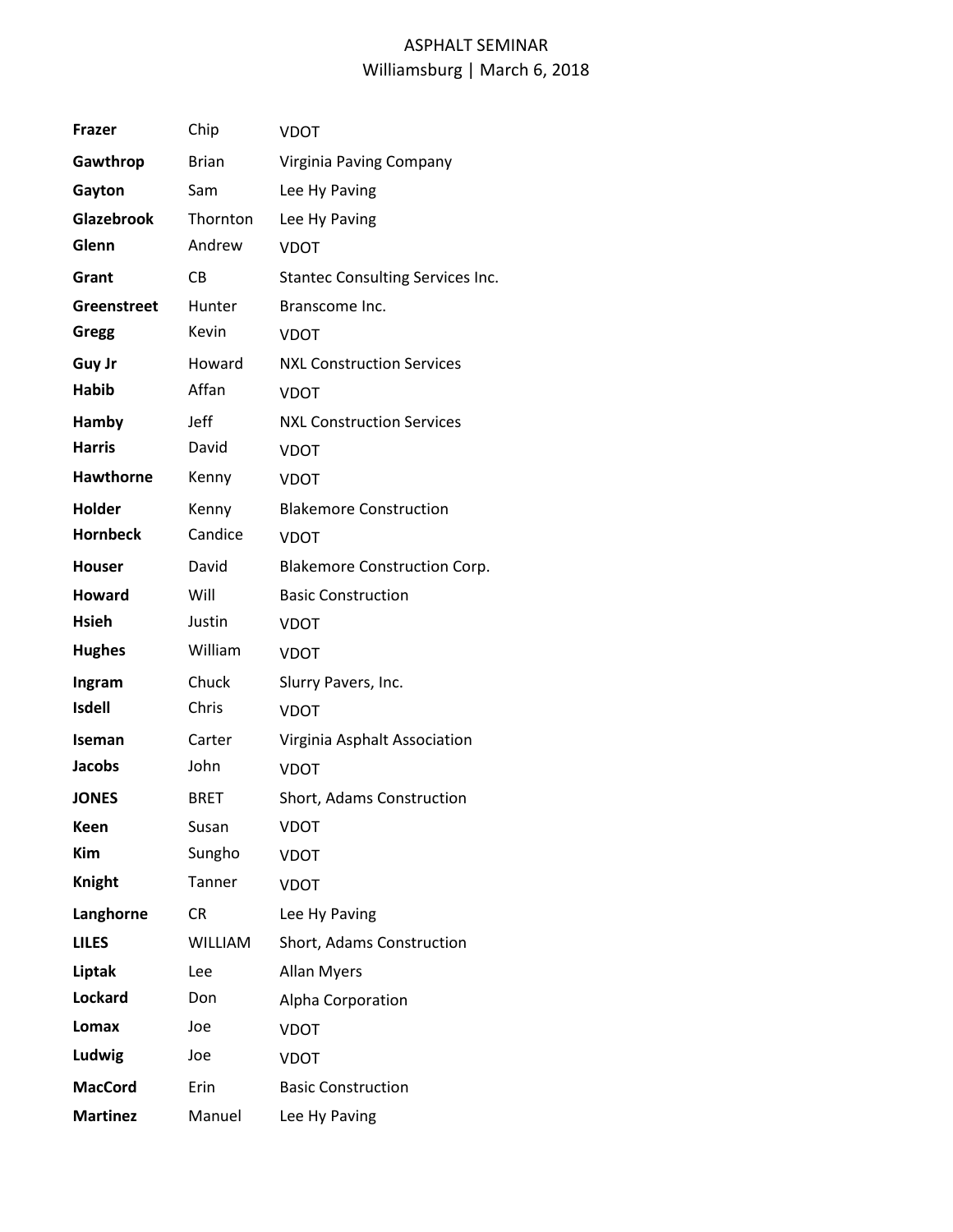# ASPHALT SEMINAR
Williamsburg | March 6, 2018

| | | |
|---|---|---|
| **Frazer** | Chip | VDOT |
| **Gawthrop** | Brian | Virginia Paving Company |
| **Gayton** | Sam | Lee Hy Paving |
| **Glazebrook** | Thornton | Lee Hy Paving |
| **Glenn** | Andrew | VDOT |
| **Grant** | CB | Stantec Consulting Services Inc. |
| **Greenstreet** | Hunter | Branscome Inc. |
| **Gregg** | Kevin | VDOT |
| **Guy Jr** | Howard | NXL Construction Services |
| **Habib** | Affan | VDOT |
| **Hamby** | Jeff | NXL Construction Services |
| **Harris** | David | VDOT |
| **Hawthorne** | Kenny | VDOT |
| **Holder** | Kenny | Blakemore Construction |
| **Hornbeck** | Candice | VDOT |
| **Houser** | David | Blakemore Construction Corp. |
| **Howard** | Will | Basic Construction |
| **Hsieh** | Justin | VDOT |
| **Hughes** | William | VDOT |
| **Ingram** | Chuck | Slurry Pavers, Inc. |
| **Isdell** | Chris | VDOT |
| **Iseman** | Carter | Virginia Asphalt Association |
| **Jacobs** | John | VDOT |
| **JONES** | BRET | Short, Adams Construction |
| **Keen** | Susan | VDOT |
| **Kim** | Sungho | VDOT |
| **Knight** | Tanner | VDOT |
| **Langhorne** | CR | Lee Hy Paving |
| **LILES** | WILLIAM | Short, Adams Construction |
| **Liptak** | Lee | Allan Myers |
| **Lockard** | Don | Alpha Corporation |
| **Lomax** | Joe | VDOT |
| **Ludwig** | Joe | VDOT |
| **MacCord** | Erin | Basic Construction |
| **Martinez** | Manuel | Lee Hy Paving |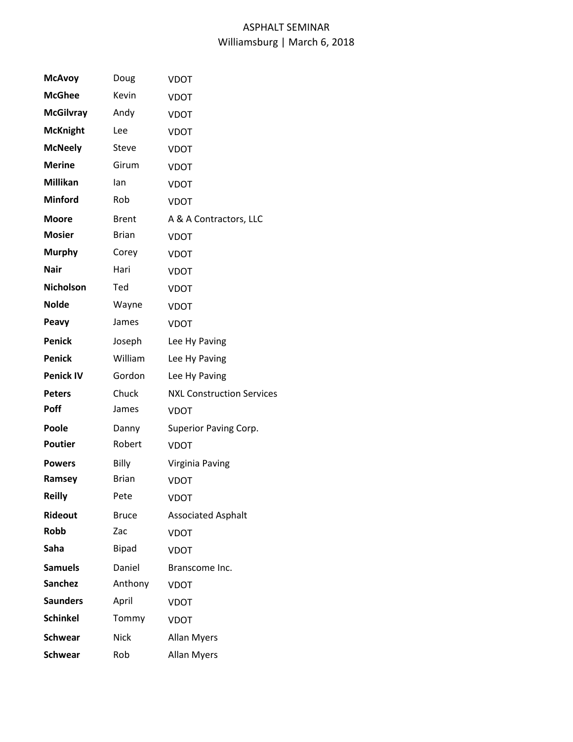ASPHALT SEMINAR
Williamsburg | March 6, 2018

| | | |
|---|---|---|
| **McAvoy** | Doug | VDOT |
| **McGhee** | Kevin | VDOT |
| **McGilvray** | Andy | VDOT |
| **McKnight** | Lee | VDOT |
| **McNeely** | Steve | VDOT |
| **Merine** | Girum | VDOT |
| **Millikan** | Ian | VDOT |
| **Minford** | Rob | VDOT |
| **Moore** | Brent | A & A Contractors, LLC |
| **Mosier** | Brian | VDOT |
| **Murphy** | Corey | VDOT |
| **Nair** | Hari | VDOT |
| **Nicholson** | Ted | VDOT |
| **Nolde** | Wayne | VDOT |
| **Peavy** | James | VDOT |
| **Penick** | Joseph | Lee Hy Paving |
| **Penick** | William | Lee Hy Paving |
| **Penick IV** | Gordon | Lee Hy Paving |
| **Peters** | Chuck | NXL Construction Services |
| **Poff** | James | VDOT |
| **Poole** | Danny | Superior Paving Corp. |
| **Poutier** | Robert | VDOT |
| **Powers** | Billy | Virginia Paving |
| **Ramsey** | Brian | VDOT |
| **Reilly** | Pete | VDOT |
| **Rideout** | Bruce | Associated Asphalt |
| **Robb** | Zac | VDOT |
| **Saha** | Bipad | VDOT |
| **Samuels** | Daniel | Branscome Inc. |
| **Sanchez** | Anthony | VDOT |
| **Saunders** | April | VDOT |
| **Schinkel** | Tommy | VDOT |
| **Schwear** | Nick | Allan Myers |
| **Schwear** | Rob | Allan Myers |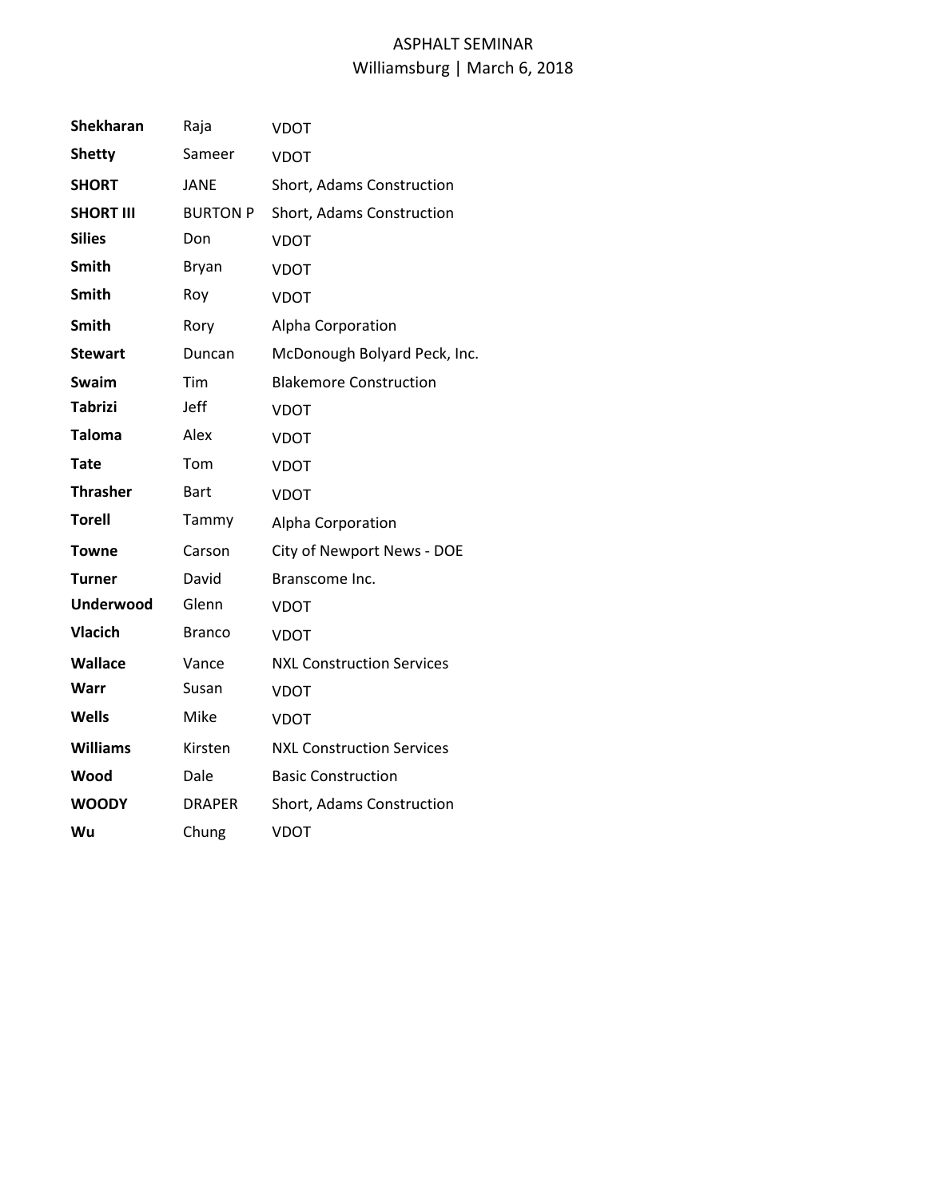| | | |
|---|---|---|
| **Shekharan** | Raja | VDOT |
| **Shetty** | Sameer | VDOT |
| **SHORT** | JANE | Short, Adams Construction |
| **SHORT III** | BURTON P | Short, Adams Construction |
| **Silies** | Don | VDOT |
| **Smith** | Bryan | VDOT |
| **Smith** | Roy | VDOT |
| **Smith** | Rory | Alpha Corporation |
| **Stewart** | Duncan | McDonough Bolyard Peck, Inc. |
| **Swaim** | Tim | Blakemore Construction |
| **Tabrizi** | Jeff | VDOT |
| **Taloma** | Alex | VDOT |
| **Tate** | Tom | VDOT |
| **Thrasher** | Bart | VDOT |
| **Torell** | Tammy | Alpha Corporation |
| **Towne** | Carson | City of Newport News - DOE |
| **Turner** | David | Branscome Inc. |
| **Underwood** | Glenn | VDOT |
| **Vlacich** | Branco | VDOT |
| **Wallace** | Vance | NXL Construction Services |
| **Warr** | Susan | VDOT |
| **Wells** | Mike | VDOT |
| **Williams** | Kirsten | NXL Construction Services |
| **Wood** | Dale | Basic Construction |
| **WOODY** | DRAPER | Short, Adams Construction |
| **Wu** | Chung | VDOT |